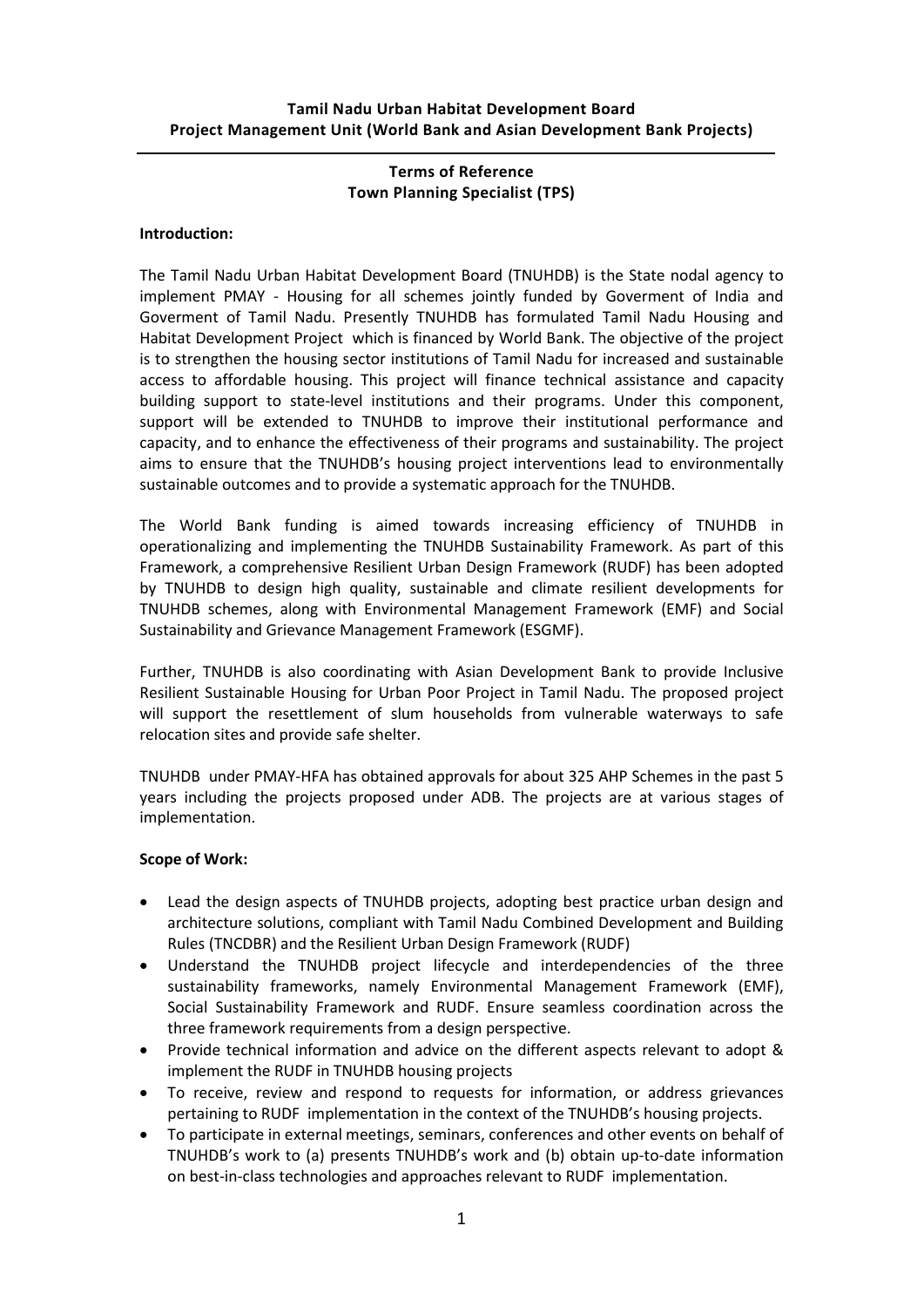**Tamil Nadu Urban Habitat Development Board**
**Project Management Unit (World Bank and Asian Development Bank Projects)**

---

## Terms of Reference
## Town Planning Specialist (TPS)

**Introduction:**

The Tamil Nadu Urban Habitat Development Board (TNUHDB) is the State nodal agency to implement PMAY - Housing for all schemes jointly funded by Goverment of India and Goverment of Tamil Nadu. Presently TNUHDB has formulated Tamil Nadu Housing and Habitat Development Project which is financed by World Bank. The objective of the project is to strengthen the housing sector institutions of Tamil Nadu for increased and sustainable access to affordable housing. This project will finance technical assistance and capacity building support to state-level institutions and their programs. Under this component, support will be extended to TNUHDB to improve their institutional performance and capacity, and to enhance the effectiveness of their programs and sustainability. The project aims to ensure that the TNUHDB's housing project interventions lead to environmentally sustainable outcomes and to provide a systematic approach for the TNUHDB.

The World Bank funding is aimed towards increasing efficiency of TNUHDB in operationalizing and implementing the TNUHDB Sustainability Framework. As part of this Framework, a comprehensive Resilient Urban Design Framework (RUDF) has been adopted by TNUHDB to design high quality, sustainable and climate resilient developments for TNUHDB schemes, along with Environmental Management Framework (EMF) and Social Sustainability and Grievance Management Framework (ESGMF).

Further, TNUHDB is also coordinating with Asian Development Bank to provide Inclusive Resilient Sustainable Housing for Urban Poor Project in Tamil Nadu. The proposed project will support the resettlement of slum households from vulnerable waterways to safe relocation sites and provide safe shelter.

TNUHDB under PMAY-HFA has obtained approvals for about 325 AHP Schemes in the past 5 years including the projects proposed under ADB. The projects are at various stages of implementation.

**Scope of Work:**

- Lead the design aspects of TNUHDB projects, adopting best practice urban design and architecture solutions, compliant with Tamil Nadu Combined Development and Building Rules (TNCDBR) and the Resilient Urban Design Framework (RUDF)
- Understand the TNUHDB project lifecycle and interdependencies of the three sustainability frameworks, namely Environmental Management Framework (EMF), Social Sustainability Framework and RUDF. Ensure seamless coordination across the three framework requirements from a design perspective.
- Provide technical information and advice on the different aspects relevant to adopt & implement the RUDF in TNUHDB housing projects
- To receive, review and respond to requests for information, or address grievances pertaining to RUDF implementation in the context of the TNUHDB's housing projects.
- To participate in external meetings, seminars, conferences and other events on behalf of TNUHDB's work to (a) presents TNUHDB's work and (b) obtain up-to-date information on best-in-class technologies and approaches relevant to RUDF implementation.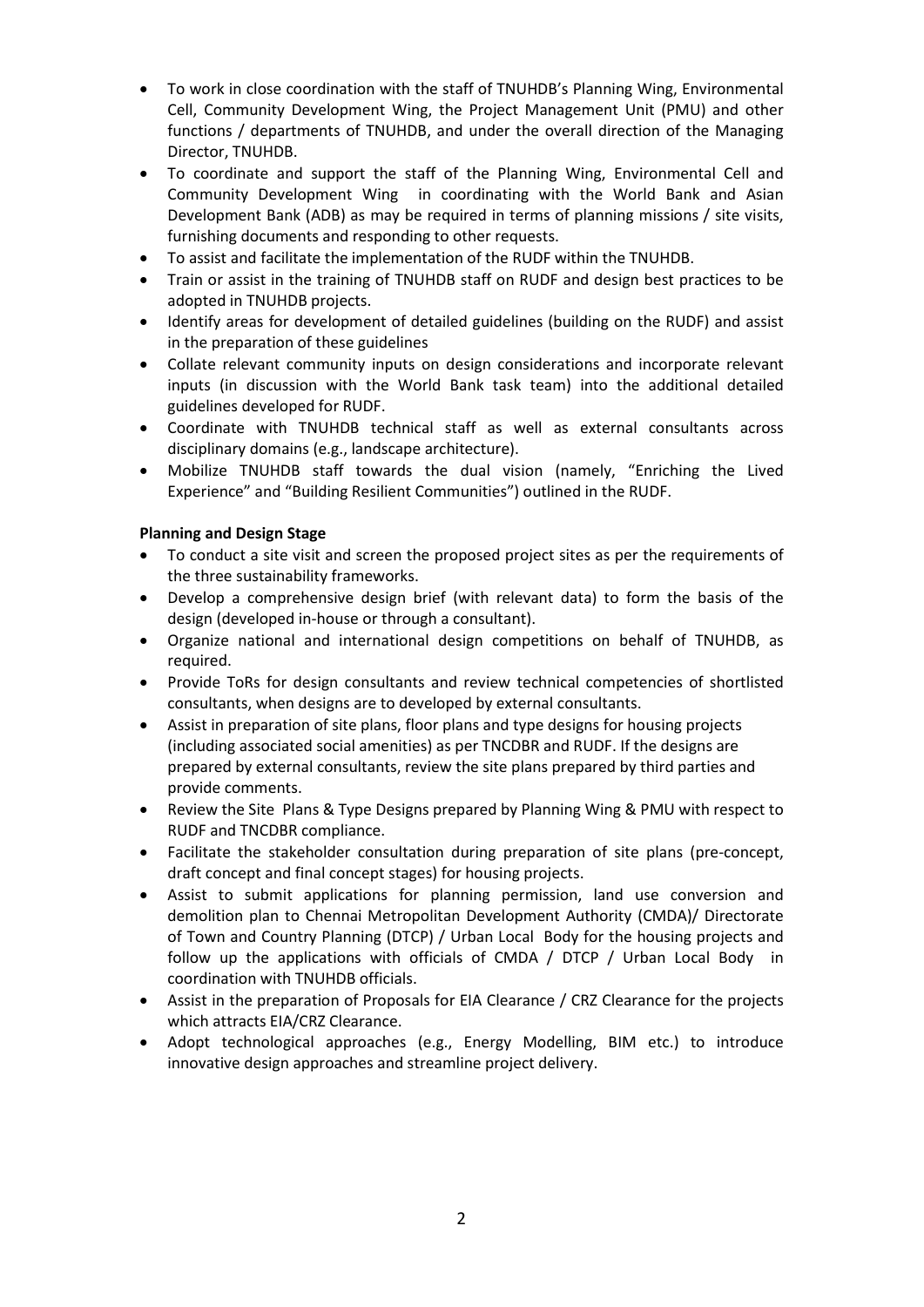- To work in close coordination with the staff of TNUHDB's Planning Wing, Environmental Cell, Community Development Wing, the Project Management Unit (PMU) and other functions / departments of TNUHDB, and under the overall direction of the Managing Director, TNUHDB.
- To coordinate and support the staff of the Planning Wing, Environmental Cell and Community Development Wing in coordinating with the World Bank and Asian Development Bank (ADB) as may be required in terms of planning missions / site visits, furnishing documents and responding to other requests.
- To assist and facilitate the implementation of the RUDF within the TNUHDB.
- Train or assist in the training of TNUHDB staff on RUDF and design best practices to be adopted in TNUHDB projects.
- Identify areas for development of detailed guidelines (building on the RUDF) and assist in the preparation of these guidelines
- Collate relevant community inputs on design considerations and incorporate relevant inputs (in discussion with the World Bank task team) into the additional detailed guidelines developed for RUDF.
- Coordinate with TNUHDB technical staff as well as external consultants across disciplinary domains (e.g., landscape architecture).
- Mobilize TNUHDB staff towards the dual vision (namely, "Enriching the Lived Experience" and "Building Resilient Communities") outlined in the RUDF.

**Planning and Design Stage**

- To conduct a site visit and screen the proposed project sites as per the requirements of the three sustainability frameworks.
- Develop a comprehensive design brief (with relevant data) to form the basis of the design (developed in-house or through a consultant).
- Organize national and international design competitions on behalf of TNUHDB, as required.
- Provide ToRs for design consultants and review technical competencies of shortlisted consultants, when designs are to developed by external consultants.
- Assist in preparation of site plans, floor plans and type designs for housing projects (including associated social amenities) as per TNCDBR and RUDF. If the designs are prepared by external consultants, review the site plans prepared by third parties and provide comments.
- Review the Site Plans & Type Designs prepared by Planning Wing & PMU with respect to RUDF and TNCDBR compliance.
- Facilitate the stakeholder consultation during preparation of site plans (pre-concept, draft concept and final concept stages) for housing projects.
- Assist to submit applications for planning permission, land use conversion and demolition plan to Chennai Metropolitan Development Authority (CMDA)/ Directorate of Town and Country Planning (DTCP) / Urban Local Body for the housing projects and follow up the applications with officials of CMDA / DTCP / Urban Local Body in coordination with TNUHDB officials.
- Assist in the preparation of Proposals for EIA Clearance / CRZ Clearance for the projects which attracts EIA/CRZ Clearance.
- Adopt technological approaches (e.g., Energy Modelling, BIM etc.) to introduce innovative design approaches and streamline project delivery.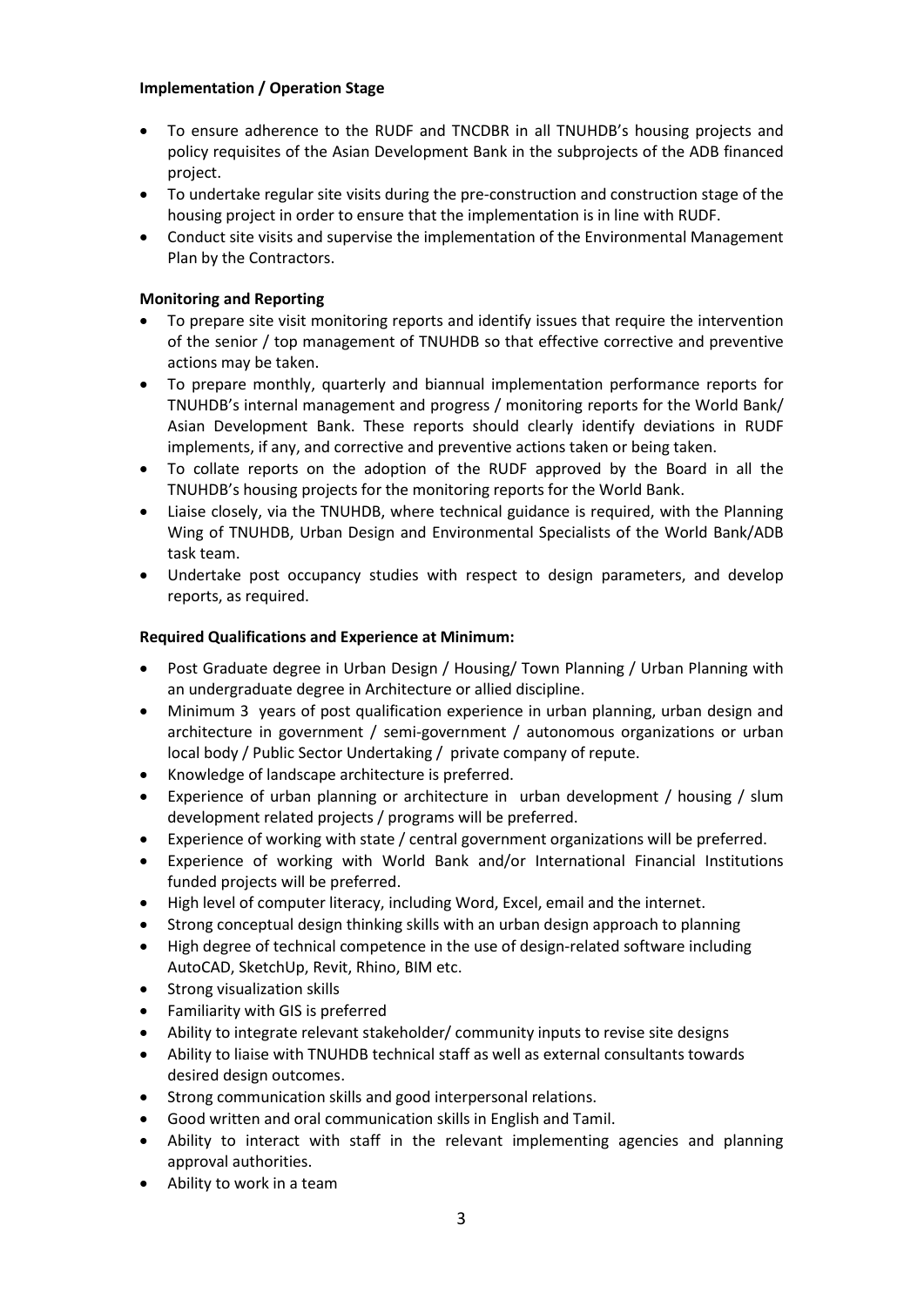**Implementation / Operation Stage**

- To ensure adherence to the RUDF and TNCDBR in all TNUHDB's housing projects and policy requisites of the Asian Development Bank in the subprojects of the ADB financed project.
- To undertake regular site visits during the pre-construction and construction stage of the housing project in order to ensure that the implementation is in line with RUDF.
- Conduct site visits and supervise the implementation of the Environmental Management Plan by the Contractors.

**Monitoring and Reporting**

- To prepare site visit monitoring reports and identify issues that require the intervention of the senior / top management of TNUHDB so that effective corrective and preventive actions may be taken.
- To prepare monthly, quarterly and biannual implementation performance reports for TNUHDB's internal management and progress / monitoring reports for the World Bank/ Asian Development Bank. These reports should clearly identify deviations in RUDF implements, if any, and corrective and preventive actions taken or being taken.
- To collate reports on the adoption of the RUDF approved by the Board in all the TNUHDB's housing projects for the monitoring reports for the World Bank.
- Liaise closely, via the TNUHDB, where technical guidance is required, with the Planning Wing of TNUHDB, Urban Design and Environmental Specialists of the World Bank/ADB task team.
- Undertake post occupancy studies with respect to design parameters, and develop reports, as required.

**Required Qualifications and Experience at Minimum:**

- Post Graduate degree in Urban Design / Housing/ Town Planning / Urban Planning with an undergraduate degree in Architecture or allied discipline.
- Minimum 3 years of post qualification experience in urban planning, urban design and architecture in government / semi-government / autonomous organizations or urban local body / Public Sector Undertaking / private company of repute.
- Knowledge of landscape architecture is preferred.
- Experience of urban planning or architecture in urban development / housing / slum development related projects / programs will be preferred.
- Experience of working with state / central government organizations will be preferred.
- Experience of working with World Bank and/or International Financial Institutions funded projects will be preferred.
- High level of computer literacy, including Word, Excel, email and the internet.
- Strong conceptual design thinking skills with an urban design approach to planning
- High degree of technical competence in the use of design-related software including AutoCAD, SketchUp, Revit, Rhino, BIM etc.
- Strong visualization skills
- Familiarity with GIS is preferred
- Ability to integrate relevant stakeholder/ community inputs to revise site designs
- Ability to liaise with TNUHDB technical staff as well as external consultants towards desired design outcomes.
- Strong communication skills and good interpersonal relations.
- Good written and oral communication skills in English and Tamil.
- Ability to interact with staff in the relevant implementing agencies and planning approval authorities.
- Ability to work in a team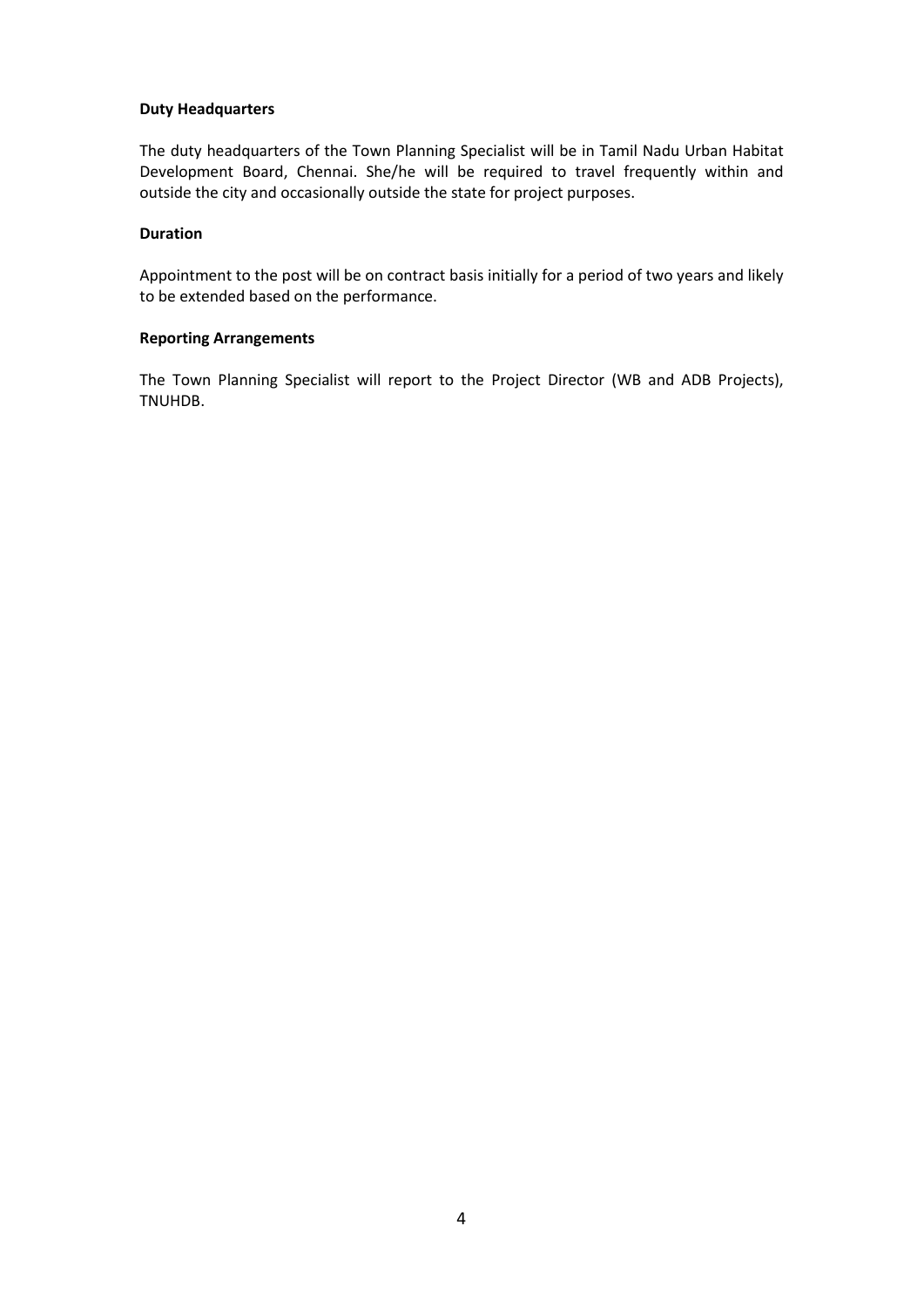**Duty Headquarters**

The duty headquarters of the Town Planning Specialist will be in Tamil Nadu Urban Habitat Development Board, Chennai. She/he will be required to travel frequently within and outside the city and occasionally outside the state for project purposes.

**Duration**

Appointment to the post will be on contract basis initially for a period of two years and likely to be extended based on the performance.

**Reporting Arrangements**

The Town Planning Specialist will report to the Project Director (WB and ADB Projects), TNUHDB.